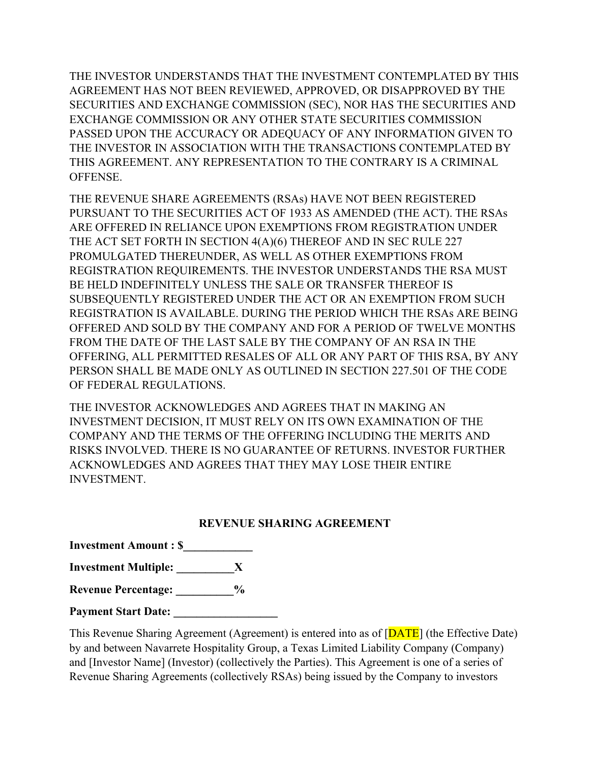THE INVESTOR UNDERSTANDS THAT THE INVESTMENT CONTEMPLATED BY THIS AGREEMENT HAS NOT BEEN REVIEWED, APPROVED, OR DISAPPROVED BY THE SECURITIES AND EXCHANGE COMMISSION (SEC), NOR HAS THE SECURITIES AND EXCHANGE COMMISSION OR ANY OTHER STATE SECURITIES COMMISSION PASSED UPON THE ACCURACY OR ADEQUACY OF ANY INFORMATION GIVEN TO THE INVESTOR IN ASSOCIATION WITH THE TRANSACTIONS CONTEMPLATED BY THIS AGREEMENT. ANY REPRESENTATION TO THE CONTRARY IS A CRIMINAL OFFENSE.

THE REVENUE SHARE AGREEMENTS (RSAs) HAVE NOT BEEN REGISTERED PURSUANT TO THE SECURITIES ACT OF 1933 AS AMENDED (THE ACT). THE RSAs ARE OFFERED IN RELIANCE UPON EXEMPTIONS FROM REGISTRATION UNDER THE ACT SET FORTH IN SECTION 4(A)(6) THEREOF AND IN SEC RULE 227 PROMULGATED THEREUNDER, AS WELL AS OTHER EXEMPTIONS FROM REGISTRATION REQUIREMENTS. THE INVESTOR UNDERSTANDS THE RSA MUST BE HELD INDEFINITELY UNLESS THE SALE OR TRANSFER THEREOF IS SUBSEQUENTLY REGISTERED UNDER THE ACT OR AN EXEMPTION FROM SUCH REGISTRATION IS AVAILABLE. DURING THE PERIOD WHICH THE RSAs ARE BEING OFFERED AND SOLD BY THE COMPANY AND FOR A PERIOD OF TWELVE MONTHS FROM THE DATE OF THE LAST SALE BY THE COMPANY OF AN RSA IN THE OFFERING, ALL PERMITTED RESALES OF ALL OR ANY PART OF THIS RSA, BY ANY PERSON SHALL BE MADE ONLY AS OUTLINED IN SECTION 227.501 OF THE CODE OF FEDERAL REGULATIONS.

THE INVESTOR ACKNOWLEDGES AND AGREES THAT IN MAKING AN INVESTMENT DECISION, IT MUST RELY ON ITS OWN EXAMINATION OF THE COMPANY AND THE TERMS OF THE OFFERING INCLUDING THE MERITS AND RISKS INVOLVED. THERE IS NO GUARANTEE OF RETURNS. INVESTOR FURTHER ACKNOWLEDGES AND AGREES THAT THEY MAY LOSE THEIR ENTIRE INVESTMENT.

## REVENUE SHARING AGREEMENT

**Investment Amount : $____________**

**Investment Multiple: __________X**

**Revenue Percentage: __________%**

**Payment Start Date: __________________**

This Revenue Sharing Agreement (Agreement) is entered into as of [DATE] (the Effective Date) by and between Navarrete Hospitality Group, a Texas Limited Liability Company (Company) and [Investor Name] (Investor) (collectively the Parties). This Agreement is one of a series of Revenue Sharing Agreements (collectively RSAs) being issued by the Company to investors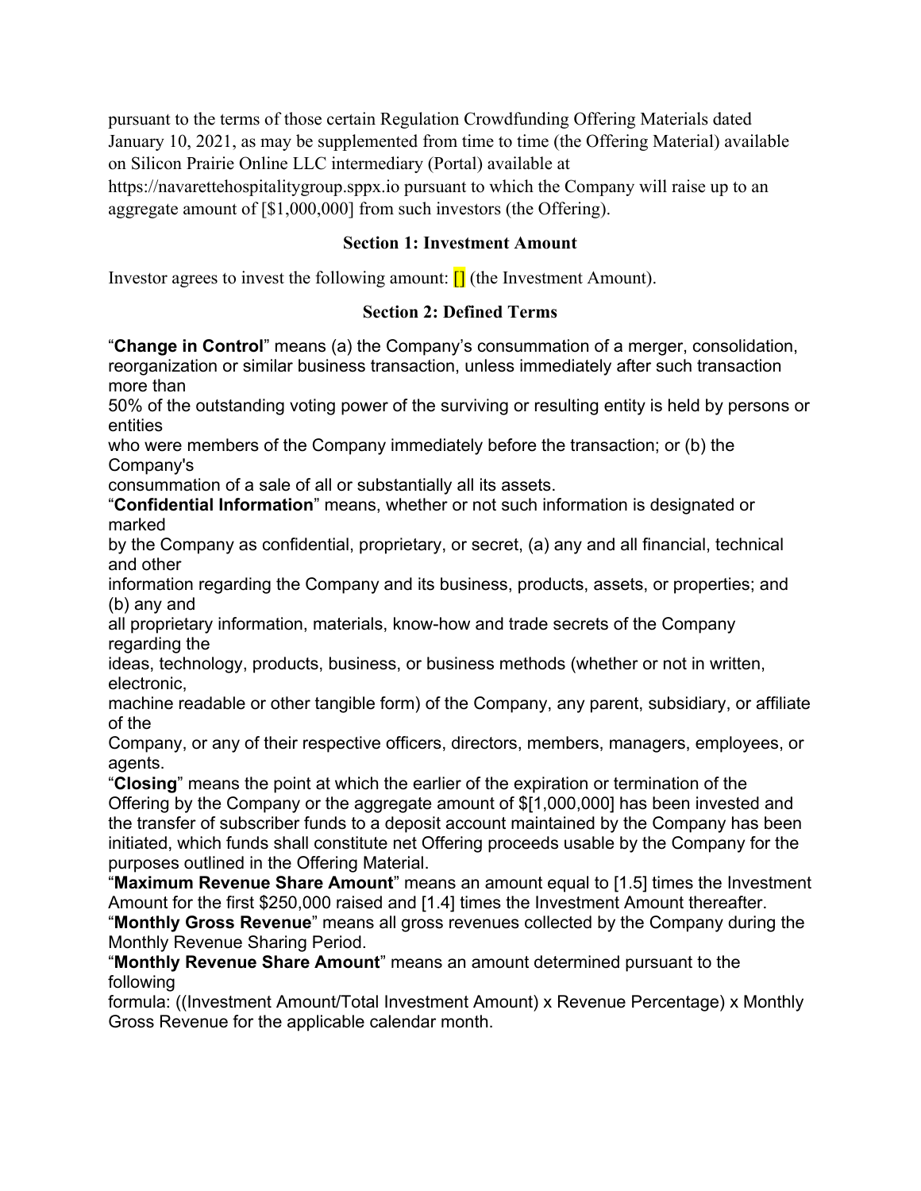pursuant to the terms of those certain Regulation Crowdfunding Offering Materials dated January 10, 2021, as may be supplemented from time to time (the Offering Material) available on Silicon Prairie Online LLC intermediary (Portal) available at https://navarettehospitalitygroup.sppx.io pursuant to which the Company will raise up to an aggregate amount of [$1,000,000] from such investors (the Offering).

### Section 1: Investment Amount

Investor agrees to invest the following amount: [] (the Investment Amount).

### Section 2: Defined Terms

"**Change in Control**" means (a) the Company's consummation of a merger, consolidation, reorganization or similar business transaction, unless immediately after such transaction more than 50% of the outstanding voting power of the surviving or resulting entity is held by persons or entities who were members of the Company immediately before the transaction; or (b) the Company's consummation of a sale of all or substantially all its assets.

"**Confidential Information**" means, whether or not such information is designated or marked by the Company as confidential, proprietary, or secret, (a) any and all financial, technical and other information regarding the Company and its business, products, assets, or properties; and (b) any and all proprietary information, materials, know-how and trade secrets of the Company regarding the ideas, technology, products, business, or business methods (whether or not in written, electronic, machine readable or other tangible form) of the Company, any parent, subsidiary, or affiliate of the Company, or any of their respective officers, directors, members, managers, employees, or agents.

"**Closing**" means the point at which the earlier of the expiration or termination of the Offering by the Company or the aggregate amount of $[1,000,000] has been invested and the transfer of subscriber funds to a deposit account maintained by the Company has been initiated, which funds shall constitute net Offering proceeds usable by the Company for the purposes outlined in the Offering Material.

"**Maximum Revenue Share Amount**" means an amount equal to [1.5] times the Investment Amount for the first $250,000 raised and [1.4] times the Investment Amount thereafter.

"**Monthly Gross Revenue**" means all gross revenues collected by the Company during the Monthly Revenue Sharing Period.

"**Monthly Revenue Share Amount**" means an amount determined pursuant to the following formula: ((Investment Amount/Total Investment Amount) x Revenue Percentage) x Monthly Gross Revenue for the applicable calendar month.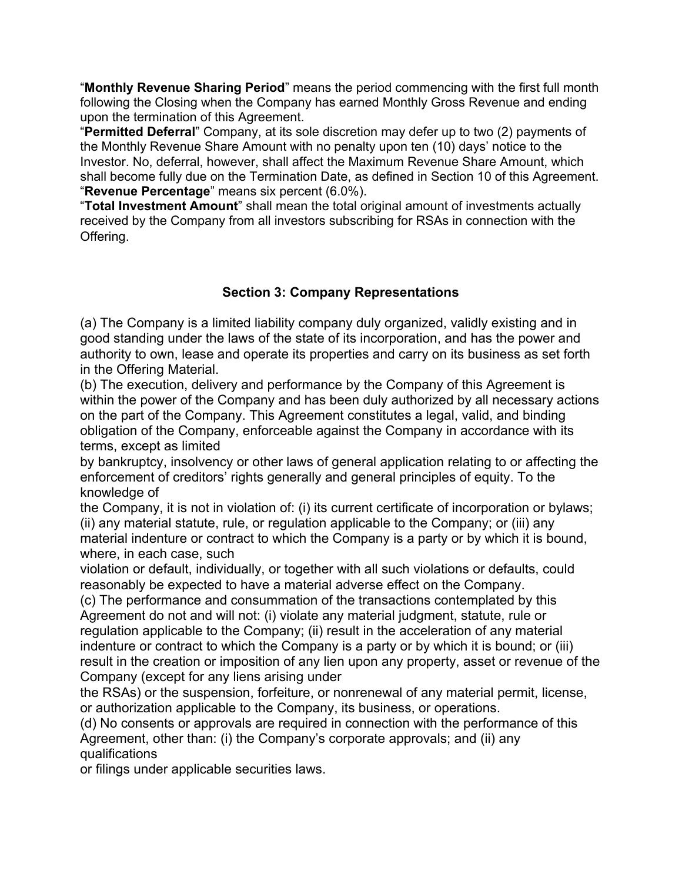"**Monthly Revenue Sharing Period**" means the period commencing with the first full month following the Closing when the Company has earned Monthly Gross Revenue and ending upon the termination of this Agreement.

"**Permitted Deferral**" Company, at its sole discretion may defer up to two (2) payments of the Monthly Revenue Share Amount with no penalty upon ten (10) days' notice to the Investor. No, deferral, however, shall affect the Maximum Revenue Share Amount, which shall become fully due on the Termination Date, as defined in Section 10 of this Agreement.

"**Revenue Percentage**" means six percent (6.0%).

"**Total Investment Amount**" shall mean the total original amount of investments actually received by the Company from all investors subscribing for RSAs in connection with the Offering.

### Section 3: Company Representations

(a) The Company is a limited liability company duly organized, validly existing and in good standing under the laws of the state of its incorporation, and has the power and authority to own, lease and operate its properties and carry on its business as set forth in the Offering Material.

(b) The execution, delivery and performance by the Company of this Agreement is within the power of the Company and has been duly authorized by all necessary actions on the part of the Company. This Agreement constitutes a legal, valid, and binding obligation of the Company, enforceable against the Company in accordance with its terms, except as limited by bankruptcy, insolvency or other laws of general application relating to or affecting the enforcement of creditors' rights generally and general principles of equity. To the knowledge of the Company, it is not in violation of: (i) its current certificate of incorporation or bylaws; (ii) any material statute, rule, or regulation applicable to the Company; or (iii) any material indenture or contract to which the Company is a party or by which it is bound, where, in each case, such violation or default, individually, or together with all such violations or defaults, could reasonably be expected to have a material adverse effect on the Company.

(c) The performance and consummation of the transactions contemplated by this Agreement do not and will not: (i) violate any material judgment, statute, rule or regulation applicable to the Company; (ii) result in the acceleration of any material indenture or contract to which the Company is a party or by which it is bound; or (iii) result in the creation or imposition of any lien upon any property, asset or revenue of the Company (except for any liens arising under the RSAs) or the suspension, forfeiture, or nonrenewal of any material permit, license, or authorization applicable to the Company, its business, or operations.

(d) No consents or approvals are required in connection with the performance of this Agreement, other than: (i) the Company's corporate approvals; and (ii) any qualifications or filings under applicable securities laws.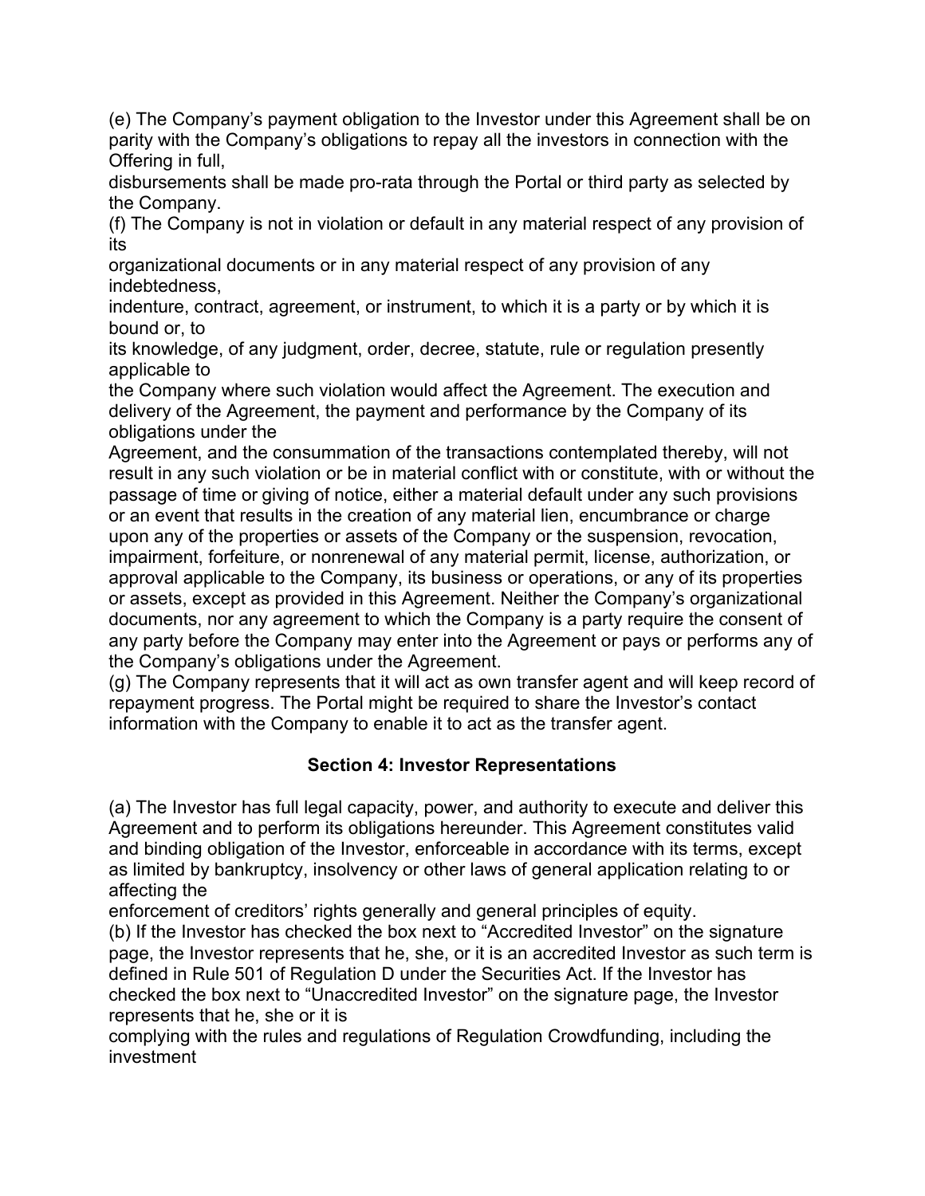(e) The Company's payment obligation to the Investor under this Agreement shall be on parity with the Company's obligations to repay all the investors in connection with the Offering in full, disbursements shall be made pro-rata through the Portal or third party as selected by the Company.

(f) The Company is not in violation or default in any material respect of any provision of its organizational documents or in any material respect of any provision of any indebtedness, indenture, contract, agreement, or instrument, to which it is a party or by which it is bound or, to its knowledge, of any judgment, order, decree, statute, rule or regulation presently applicable to the Company where such violation would affect the Agreement. The execution and delivery of the Agreement, the payment and performance by the Company of its obligations under the Agreement, and the consummation of the transactions contemplated thereby, will not result in any such violation or be in material conflict with or constitute, with or without the passage of time or giving of notice, either a material default under any such provisions or an event that results in the creation of any material lien, encumbrance or charge upon any of the properties or assets of the Company or the suspension, revocation, impairment, forfeiture, or nonrenewal of any material permit, license, authorization, or approval applicable to the Company, its business or operations, or any of its properties or assets, except as provided in this Agreement. Neither the Company's organizational documents, nor any agreement to which the Company is a party require the consent of any party before the Company may enter into the Agreement or pays or performs any of the Company's obligations under the Agreement.

(g) The Company represents that it will act as own transfer agent and will keep record of repayment progress. The Portal might be required to share the Investor's contact information with the Company to enable it to act as the transfer agent.

## Section 4: Investor Representations

(a) The Investor has full legal capacity, power, and authority to execute and deliver this Agreement and to perform its obligations hereunder. This Agreement constitutes valid and binding obligation of the Investor, enforceable in accordance with its terms, except as limited by bankruptcy, insolvency or other laws of general application relating to or affecting the enforcement of creditors' rights generally and general principles of equity.

(b) If the Investor has checked the box next to "Accredited Investor" on the signature page, the Investor represents that he, she, or it is an accredited Investor as such term is defined in Rule 501 of Regulation D under the Securities Act. If the Investor has checked the box next to "Unaccredited Investor" on the signature page, the Investor represents that he, she or it is complying with the rules and regulations of Regulation Crowdfunding, including the investment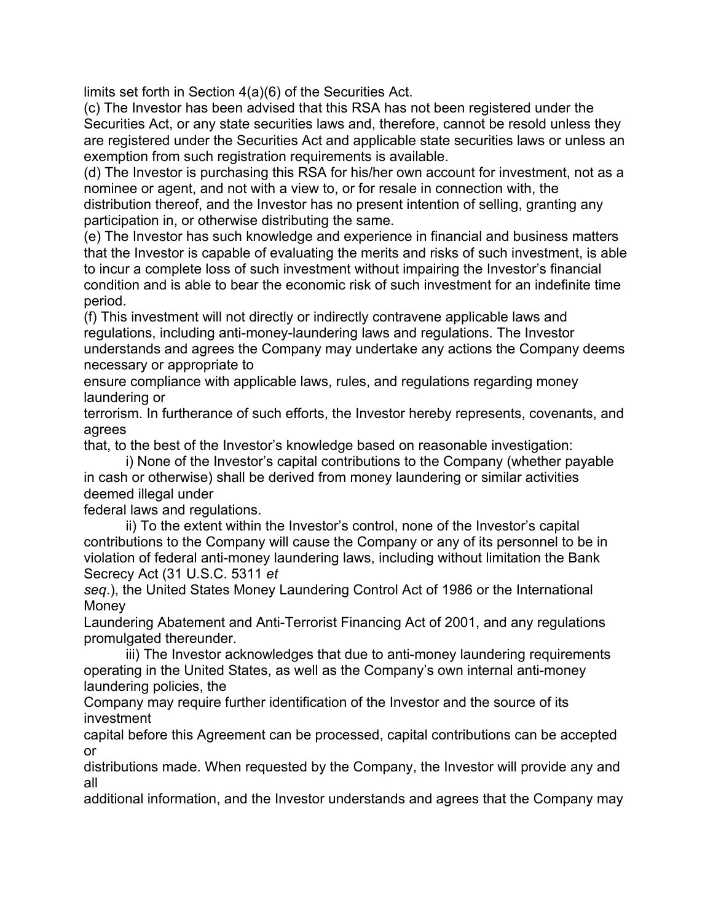limits set forth in Section 4(a)(6) of the Securities Act.

(c) The Investor has been advised that this RSA has not been registered under the Securities Act, or any state securities laws and, therefore, cannot be resold unless they are registered under the Securities Act and applicable state securities laws or unless an exemption from such registration requirements is available.

(d) The Investor is purchasing this RSA for his/her own account for investment, not as a nominee or agent, and not with a view to, or for resale in connection with, the distribution thereof, and the Investor has no present intention of selling, granting any participation in, or otherwise distributing the same.

(e) The Investor has such knowledge and experience in financial and business matters that the Investor is capable of evaluating the merits and risks of such investment, is able to incur a complete loss of such investment without impairing the Investor's financial condition and is able to bear the economic risk of such investment for an indefinite time period.

(f) This investment will not directly or indirectly contravene applicable laws and regulations, including anti-money-laundering laws and regulations. The Investor understands and agrees the Company may undertake any actions the Company deems necessary or appropriate to ensure compliance with applicable laws, rules, and regulations regarding money laundering or terrorism. In furtherance of such efforts, the Investor hereby represents, covenants, and agrees that, to the best of the Investor's knowledge based on reasonable investigation:

i) None of the Investor's capital contributions to the Company (whether payable in cash or otherwise) shall be derived from money laundering or similar activities deemed illegal under federal laws and regulations.

ii) To the extent within the Investor's control, none of the Investor's capital contributions to the Company will cause the Company or any of its personnel to be in violation of federal anti-money laundering laws, including without limitation the Bank Secrecy Act (31 U.S.C. 5311 *et seq.*), the United States Money Laundering Control Act of 1986 or the International Money Laundering Abatement and Anti-Terrorist Financing Act of 2001, and any regulations promulgated thereunder.

iii) The Investor acknowledges that due to anti-money laundering requirements operating in the United States, as well as the Company's own internal anti-money laundering policies, the Company may require further identification of the Investor and the source of its investment capital before this Agreement can be processed, capital contributions can be accepted or distributions made. When requested by the Company, the Investor will provide any and all additional information, and the Investor understands and agrees that the Company may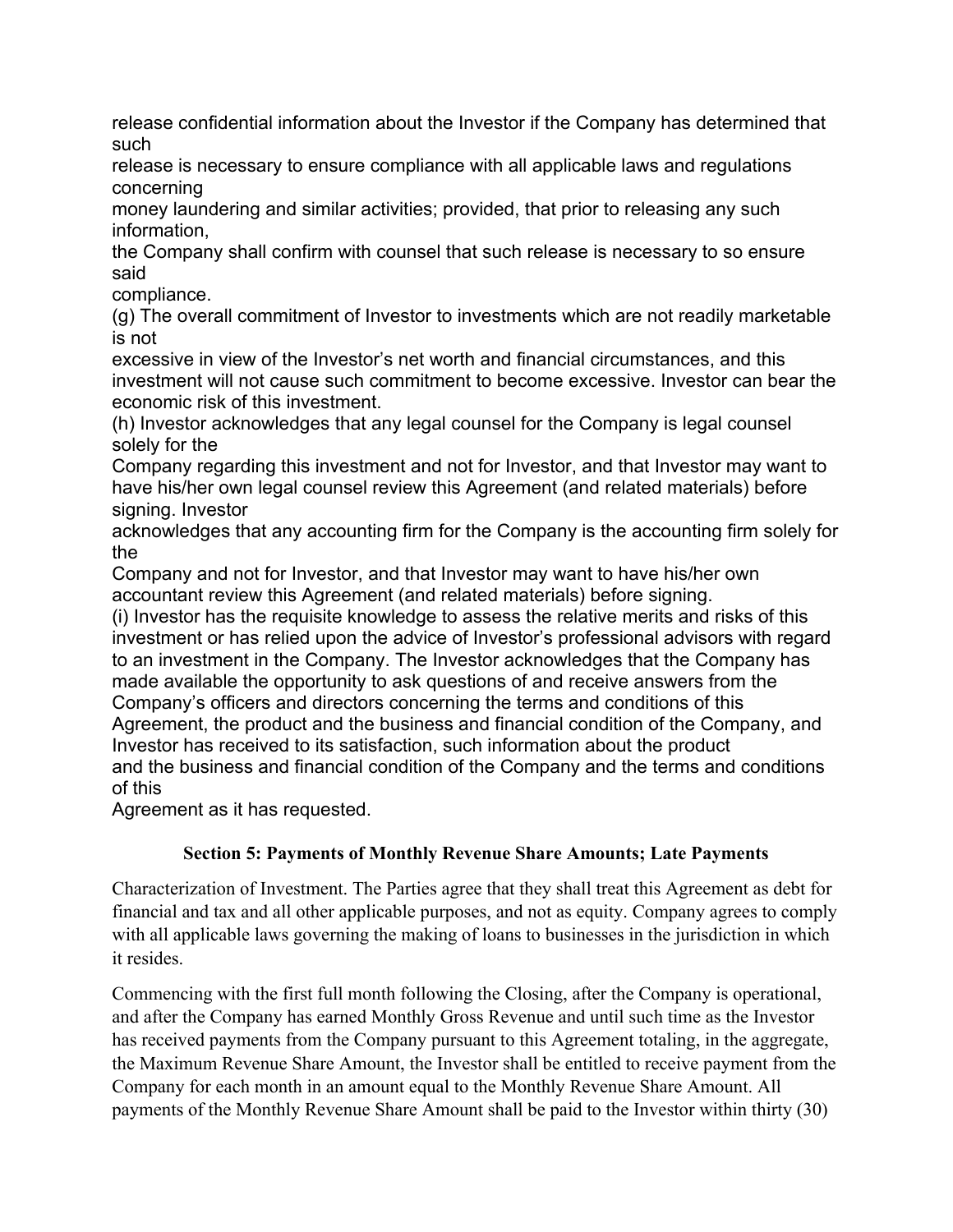release confidential information about the Investor if the Company has determined that such release is necessary to ensure compliance with all applicable laws and regulations concerning money laundering and similar activities; provided, that prior to releasing any such information, the Company shall confirm with counsel that such release is necessary to so ensure said compliance.

(g) The overall commitment of Investor to investments which are not readily marketable is not excessive in view of the Investor's net worth and financial circumstances, and this investment will not cause such commitment to become excessive. Investor can bear the economic risk of this investment.

(h) Investor acknowledges that any legal counsel for the Company is legal counsel solely for the Company regarding this investment and not for Investor, and that Investor may want to have his/her own legal counsel review this Agreement (and related materials) before signing. Investor acknowledges that any accounting firm for the Company is the accounting firm solely for the Company and not for Investor, and that Investor may want to have his/her own accountant review this Agreement (and related materials) before signing.

(i) Investor has the requisite knowledge to assess the relative merits and risks of this investment or has relied upon the advice of Investor's professional advisors with regard to an investment in the Company. The Investor acknowledges that the Company has made available the opportunity to ask questions of and receive answers from the Company's officers and directors concerning the terms and conditions of this Agreement, the product and the business and financial condition of the Company, and Investor has received to its satisfaction, such information about the product and the business and financial condition of the Company and the terms and conditions of this Agreement as it has requested.

## Section 5: Payments of Monthly Revenue Share Amounts; Late Payments

Characterization of Investment. The Parties agree that they shall treat this Agreement as debt for financial and tax and all other applicable purposes, and not as equity. Company agrees to comply with all applicable laws governing the making of loans to businesses in the jurisdiction in which it resides.

Commencing with the first full month following the Closing, after the Company is operational, and after the Company has earned Monthly Gross Revenue and until such time as the Investor has received payments from the Company pursuant to this Agreement totaling, in the aggregate, the Maximum Revenue Share Amount, the Investor shall be entitled to receive payment from the Company for each month in an amount equal to the Monthly Revenue Share Amount. All payments of the Monthly Revenue Share Amount shall be paid to the Investor within thirty (30)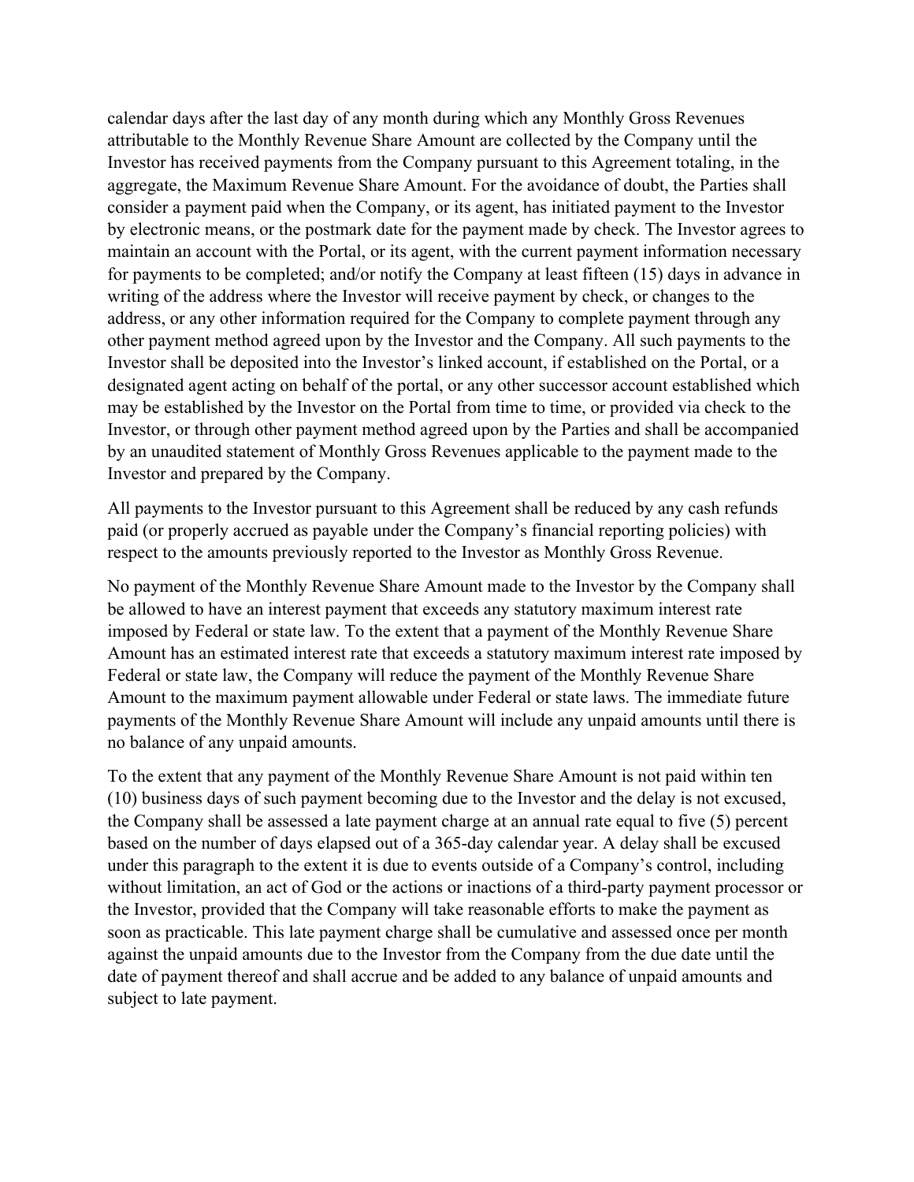calendar days after the last day of any month during which any Monthly Gross Revenues attributable to the Monthly Revenue Share Amount are collected by the Company until the Investor has received payments from the Company pursuant to this Agreement totaling, in the aggregate, the Maximum Revenue Share Amount. For the avoidance of doubt, the Parties shall consider a payment paid when the Company, or its agent, has initiated payment to the Investor by electronic means, or the postmark date for the payment made by check. The Investor agrees to maintain an account with the Portal, or its agent, with the current payment information necessary for payments to be completed; and/or notify the Company at least fifteen (15) days in advance in writing of the address where the Investor will receive payment by check, or changes to the address, or any other information required for the Company to complete payment through any other payment method agreed upon by the Investor and the Company. All such payments to the Investor shall be deposited into the Investor's linked account, if established on the Portal, or a designated agent acting on behalf of the portal, or any other successor account established which may be established by the Investor on the Portal from time to time, or provided via check to the Investor, or through other payment method agreed upon by the Parties and shall be accompanied by an unaudited statement of Monthly Gross Revenues applicable to the payment made to the Investor and prepared by the Company.

All payments to the Investor pursuant to this Agreement shall be reduced by any cash refunds paid (or properly accrued as payable under the Company's financial reporting policies) with respect to the amounts previously reported to the Investor as Monthly Gross Revenue.

No payment of the Monthly Revenue Share Amount made to the Investor by the Company shall be allowed to have an interest payment that exceeds any statutory maximum interest rate imposed by Federal or state law. To the extent that a payment of the Monthly Revenue Share Amount has an estimated interest rate that exceeds a statutory maximum interest rate imposed by Federal or state law, the Company will reduce the payment of the Monthly Revenue Share Amount to the maximum payment allowable under Federal or state laws. The immediate future payments of the Monthly Revenue Share Amount will include any unpaid amounts until there is no balance of any unpaid amounts.

To the extent that any payment of the Monthly Revenue Share Amount is not paid within ten (10) business days of such payment becoming due to the Investor and the delay is not excused, the Company shall be assessed a late payment charge at an annual rate equal to five (5) percent based on the number of days elapsed out of a 365-day calendar year. A delay shall be excused under this paragraph to the extent it is due to events outside of a Company's control, including without limitation, an act of God or the actions or inactions of a third-party payment processor or the Investor, provided that the Company will take reasonable efforts to make the payment as soon as practicable. This late payment charge shall be cumulative and assessed once per month against the unpaid amounts due to the Investor from the Company from the due date until the date of payment thereof and shall accrue and be added to any balance of unpaid amounts and subject to late payment.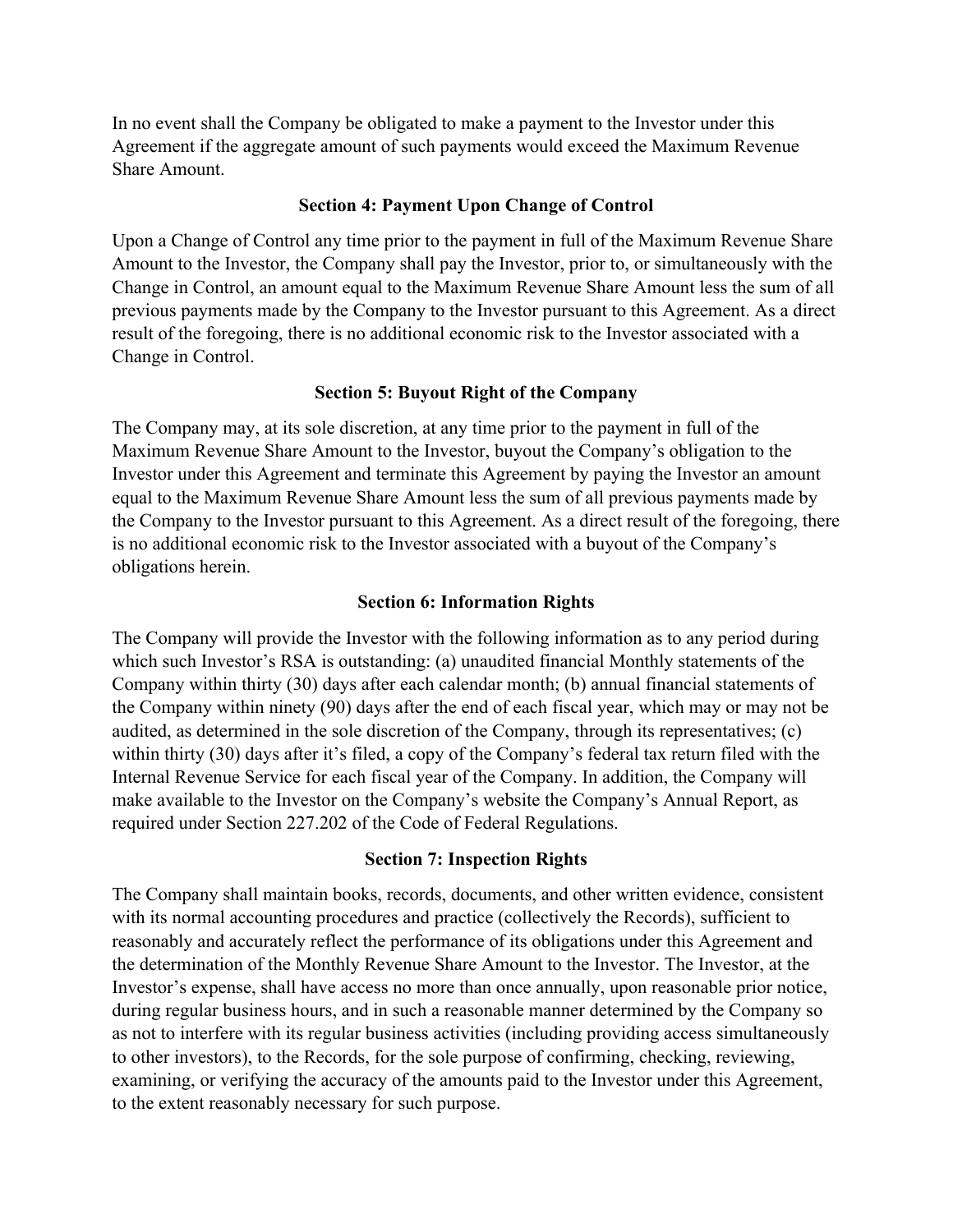In no event shall the Company be obligated to make a payment to the Investor under this Agreement if the aggregate amount of such payments would exceed the Maximum Revenue Share Amount.

## Section 4: Payment Upon Change of Control

Upon a Change of Control any time prior to the payment in full of the Maximum Revenue Share Amount to the Investor, the Company shall pay the Investor, prior to, or simultaneously with the Change in Control, an amount equal to the Maximum Revenue Share Amount less the sum of all previous payments made by the Company to the Investor pursuant to this Agreement. As a direct result of the foregoing, there is no additional economic risk to the Investor associated with a Change in Control.

## Section 5: Buyout Right of the Company

The Company may, at its sole discretion, at any time prior to the payment in full of the Maximum Revenue Share Amount to the Investor, buyout the Company's obligation to the Investor under this Agreement and terminate this Agreement by paying the Investor an amount equal to the Maximum Revenue Share Amount less the sum of all previous payments made by the Company to the Investor pursuant to this Agreement. As a direct result of the foregoing, there is no additional economic risk to the Investor associated with a buyout of the Company's obligations herein.

## Section 6: Information Rights

The Company will provide the Investor with the following information as to any period during which such Investor's RSA is outstanding: (a) unaudited financial Monthly statements of the Company within thirty (30) days after each calendar month; (b) annual financial statements of the Company within ninety (90) days after the end of each fiscal year, which may or may not be audited, as determined in the sole discretion of the Company, through its representatives; (c) within thirty (30) days after it's filed, a copy of the Company's federal tax return filed with the Internal Revenue Service for each fiscal year of the Company. In addition, the Company will make available to the Investor on the Company's website the Company's Annual Report, as required under Section 227.202 of the Code of Federal Regulations.

## Section 7: Inspection Rights

The Company shall maintain books, records, documents, and other written evidence, consistent with its normal accounting procedures and practice (collectively the Records), sufficient to reasonably and accurately reflect the performance of its obligations under this Agreement and the determination of the Monthly Revenue Share Amount to the Investor. The Investor, at the Investor's expense, shall have access no more than once annually, upon reasonable prior notice, during regular business hours, and in such a reasonable manner determined by the Company so as not to interfere with its regular business activities (including providing access simultaneously to other investors), to the Records, for the sole purpose of confirming, checking, reviewing, examining, or verifying the accuracy of the amounts paid to the Investor under this Agreement, to the extent reasonably necessary for such purpose.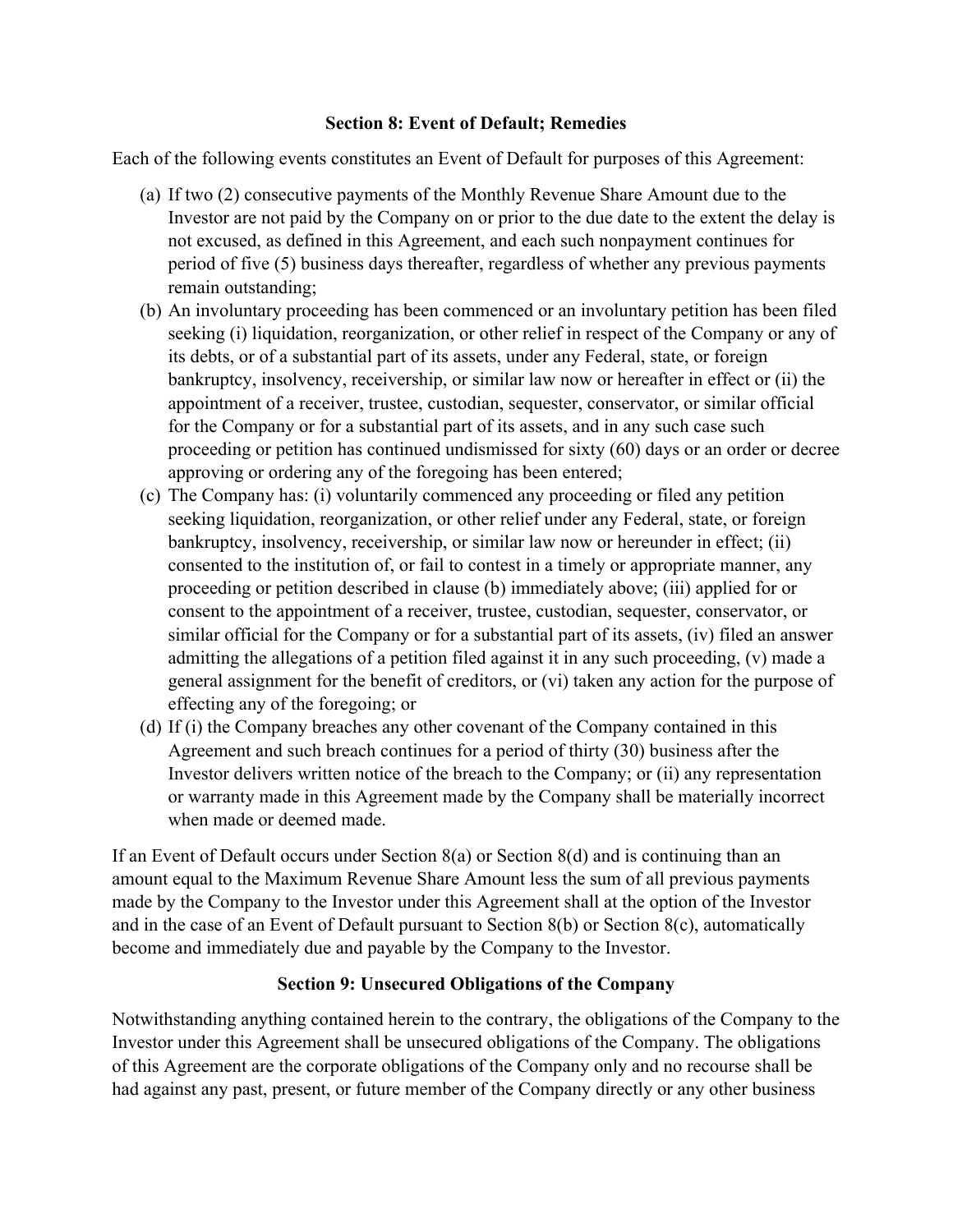**Section 8: Event of Default; Remedies**

Each of the following events constitutes an Event of Default for purposes of this Agreement:

(a) If two (2) consecutive payments of the Monthly Revenue Share Amount due to the Investor are not paid by the Company on or prior to the due date to the extent the delay is not excused, as defined in this Agreement, and each such nonpayment continues for period of five (5) business days thereafter, regardless of whether any previous payments remain outstanding;

(b) An involuntary proceeding has been commenced or an involuntary petition has been filed seeking (i) liquidation, reorganization, or other relief in respect of the Company or any of its debts, or of a substantial part of its assets, under any Federal, state, or foreign bankruptcy, insolvency, receivership, or similar law now or hereafter in effect or (ii) the appointment of a receiver, trustee, custodian, sequester, conservator, or similar official for the Company or for a substantial part of its assets, and in any such case such proceeding or petition has continued undismissed for sixty (60) days or an order or decree approving or ordering any of the foregoing has been entered;

(c) The Company has: (i) voluntarily commenced any proceeding or filed any petition seeking liquidation, reorganization, or other relief under any Federal, state, or foreign bankruptcy, insolvency, receivership, or similar law now or hereunder in effect; (ii) consented to the institution of, or fail to contest in a timely or appropriate manner, any proceeding or petition described in clause (b) immediately above; (iii) applied for or consent to the appointment of a receiver, trustee, custodian, sequester, conservator, or similar official for the Company or for a substantial part of its assets, (iv) filed an answer admitting the allegations of a petition filed against it in any such proceeding, (v) made a general assignment for the benefit of creditors, or (vi) taken any action for the purpose of effecting any of the foregoing; or

(d) If (i) the Company breaches any other covenant of the Company contained in this Agreement and such breach continues for a period of thirty (30) business after the Investor delivers written notice of the breach to the Company; or (ii) any representation or warranty made in this Agreement made by the Company shall be materially incorrect when made or deemed made.

If an Event of Default occurs under Section 8(a) or Section 8(d) and is continuing than an amount equal to the Maximum Revenue Share Amount less the sum of all previous payments made by the Company to the Investor under this Agreement shall at the option of the Investor and in the case of an Event of Default pursuant to Section 8(b) or Section 8(c), automatically become and immediately due and payable by the Company to the Investor.

**Section 9: Unsecured Obligations of the Company**

Notwithstanding anything contained herein to the contrary, the obligations of the Company to the Investor under this Agreement shall be unsecured obligations of the Company. The obligations of this Agreement are the corporate obligations of the Company only and no recourse shall be had against any past, present, or future member of the Company directly or any other business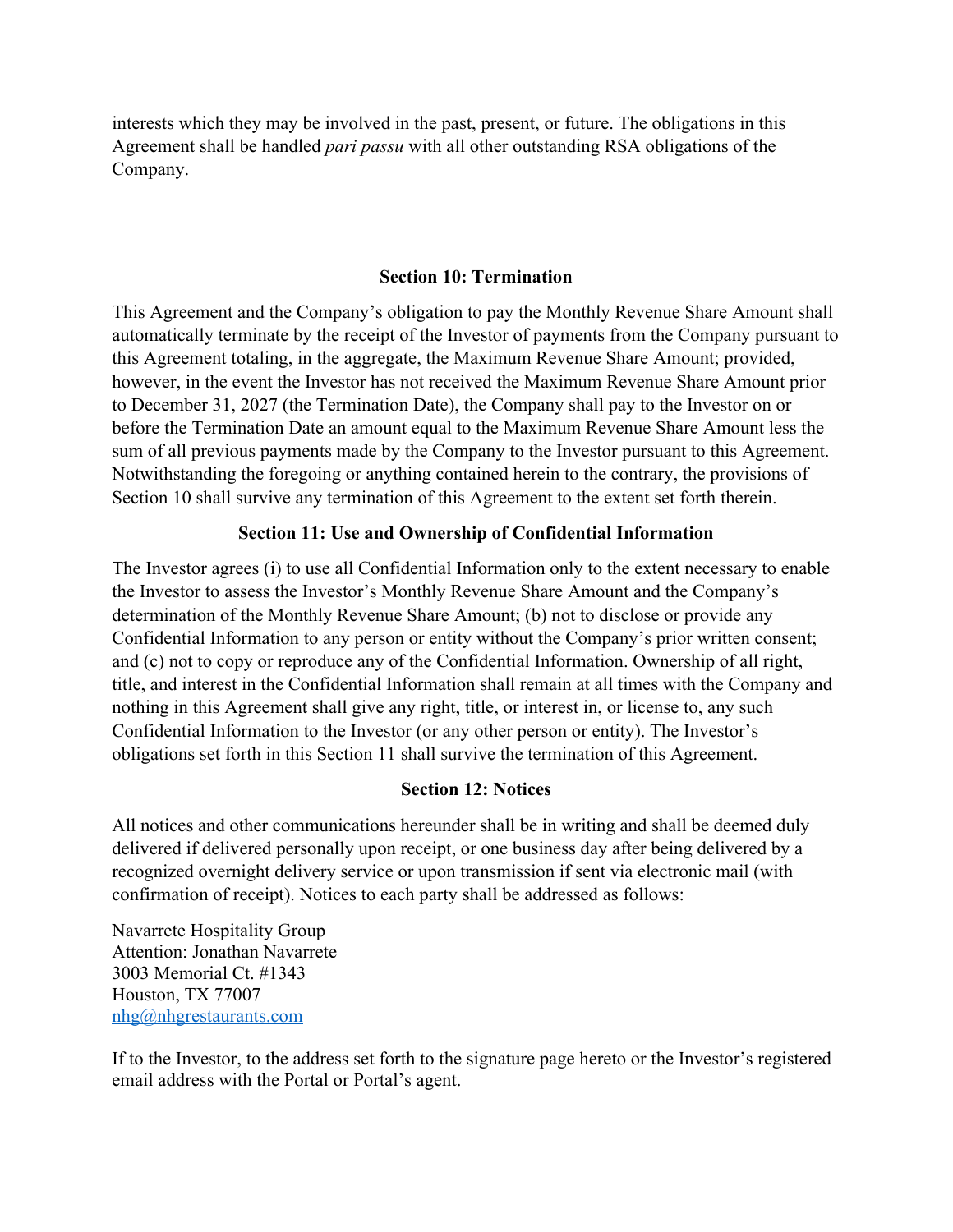interests which they may be involved in the past, present, or future. The obligations in this Agreement shall be handled *pari passu* with all other outstanding RSA obligations of the Company.

### Section 10: Termination

This Agreement and the Company's obligation to pay the Monthly Revenue Share Amount shall automatically terminate by the receipt of the Investor of payments from the Company pursuant to this Agreement totaling, in the aggregate, the Maximum Revenue Share Amount; provided, however, in the event the Investor has not received the Maximum Revenue Share Amount prior to December 31, 2027 (the Termination Date), the Company shall pay to the Investor on or before the Termination Date an amount equal to the Maximum Revenue Share Amount less the sum of all previous payments made by the Company to the Investor pursuant to this Agreement. Notwithstanding the foregoing or anything contained herein to the contrary, the provisions of Section 10 shall survive any termination of this Agreement to the extent set forth therein.

### Section 11: Use and Ownership of Confidential Information

The Investor agrees (i) to use all Confidential Information only to the extent necessary to enable the Investor to assess the Investor's Monthly Revenue Share Amount and the Company's determination of the Monthly Revenue Share Amount; (b) not to disclose or provide any Confidential Information to any person or entity without the Company's prior written consent; and (c) not to copy or reproduce any of the Confidential Information. Ownership of all right, title, and interest in the Confidential Information shall remain at all times with the Company and nothing in this Agreement shall give any right, title, or interest in, or license to, any such Confidential Information to the Investor (or any other person or entity). The Investor's obligations set forth in this Section 11 shall survive the termination of this Agreement.

### Section 12: Notices

All notices and other communications hereunder shall be in writing and shall be deemed duly delivered if delivered personally upon receipt, or one business day after being delivered by a recognized overnight delivery service or upon transmission if sent via electronic mail (with confirmation of receipt). Notices to each party shall be addressed as follows:

Navarrete Hospitality Group
Attention: Jonathan Navarrete
3003 Memorial Ct. #1343
Houston, TX 77007
nhg@nhgrestaurants.com

If to the Investor, to the address set forth to the signature page hereto or the Investor's registered email address with the Portal or Portal's agent.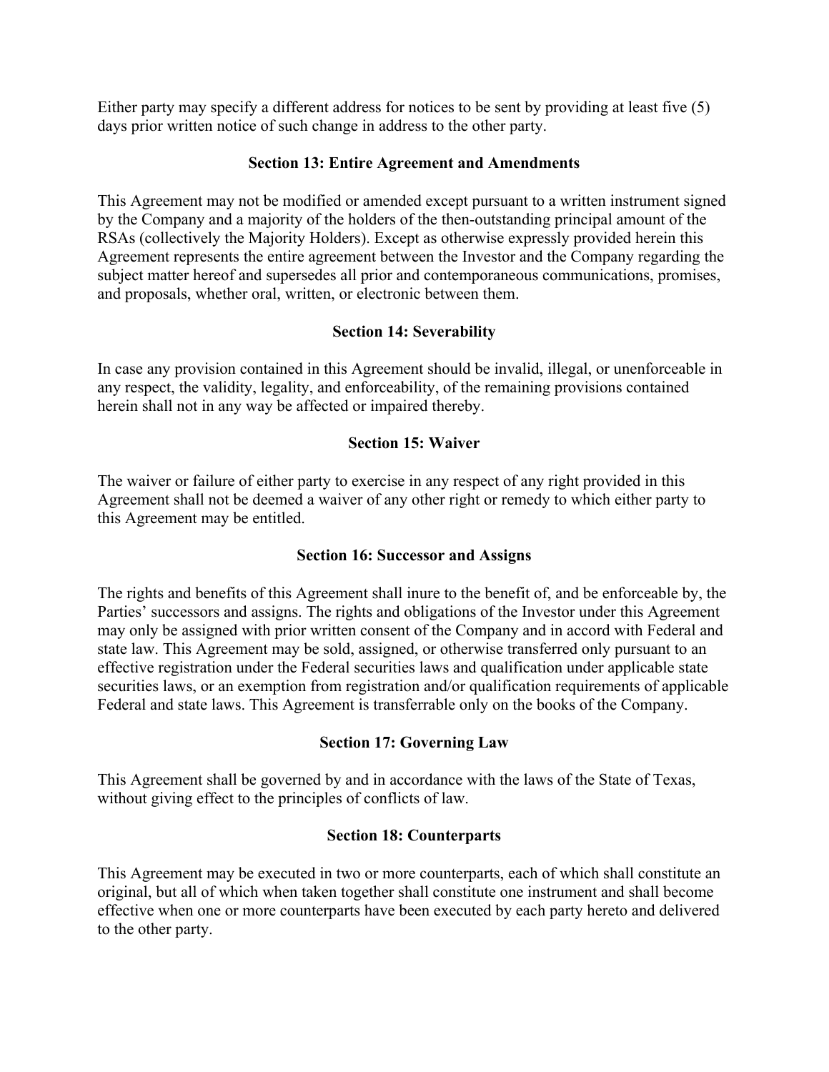Either party may specify a different address for notices to be sent by providing at least five (5) days prior written notice of such change in address to the other party.

### Section 13: Entire Agreement and Amendments

This Agreement may not be modified or amended except pursuant to a written instrument signed by the Company and a majority of the holders of the then-outstanding principal amount of the RSAs (collectively the Majority Holders). Except as otherwise expressly provided herein this Agreement represents the entire agreement between the Investor and the Company regarding the subject matter hereof and supersedes all prior and contemporaneous communications, promises, and proposals, whether oral, written, or electronic between them.

### Section 14: Severability

In case any provision contained in this Agreement should be invalid, illegal, or unenforceable in any respect, the validity, legality, and enforceability, of the remaining provisions contained herein shall not in any way be affected or impaired thereby.

### Section 15: Waiver

The waiver or failure of either party to exercise in any respect of any right provided in this Agreement shall not be deemed a waiver of any other right or remedy to which either party to this Agreement may be entitled.

### Section 16: Successor and Assigns

The rights and benefits of this Agreement shall inure to the benefit of, and be enforceable by, the Parties' successors and assigns. The rights and obligations of the Investor under this Agreement may only be assigned with prior written consent of the Company and in accord with Federal and state law. This Agreement may be sold, assigned, or otherwise transferred only pursuant to an effective registration under the Federal securities laws and qualification under applicable state securities laws, or an exemption from registration and/or qualification requirements of applicable Federal and state laws. This Agreement is transferrable only on the books of the Company.

### Section 17: Governing Law

This Agreement shall be governed by and in accordance with the laws of the State of Texas, without giving effect to the principles of conflicts of law.

### Section 18: Counterparts

This Agreement may be executed in two or more counterparts, each of which shall constitute an original, but all of which when taken together shall constitute one instrument and shall become effective when one or more counterparts have been executed by each party hereto and delivered to the other party.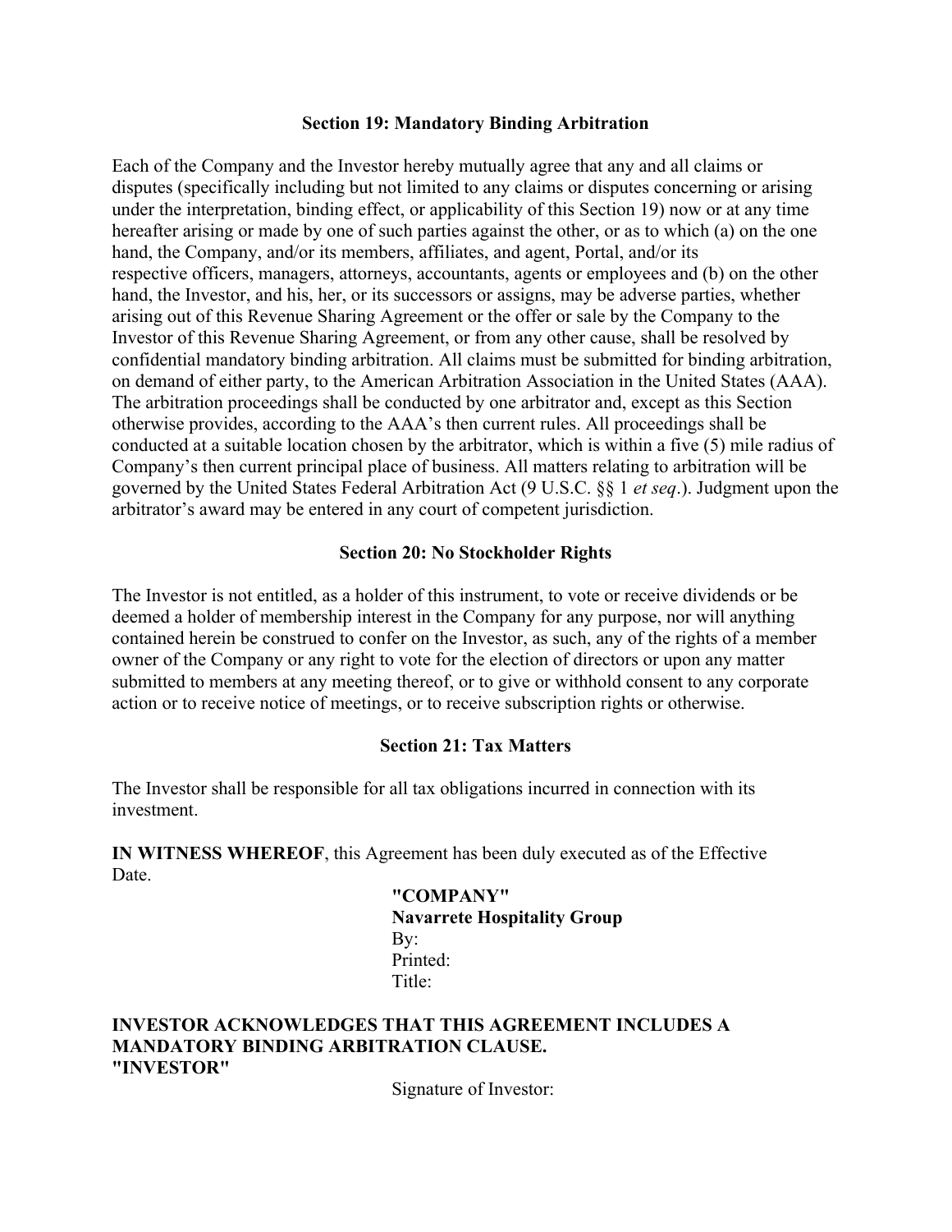### Section 19: Mandatory Binding Arbitration

Each of the Company and the Investor hereby mutually agree that any and all claims or disputes (specifically including but not limited to any claims or disputes concerning or arising under the interpretation, binding effect, or applicability of this Section 19) now or at any time hereafter arising or made by one of such parties against the other, or as to which (a) on the one hand, the Company, and/or its members, affiliates, and agent, Portal, and/or its respective officers, managers, attorneys, accountants, agents or employees and (b) on the other hand, the Investor, and his, her, or its successors or assigns, may be adverse parties, whether arising out of this Revenue Sharing Agreement or the offer or sale by the Company to the Investor of this Revenue Sharing Agreement, or from any other cause, shall be resolved by confidential mandatory binding arbitration. All claims must be submitted for binding arbitration, on demand of either party, to the American Arbitration Association in the United States (AAA). The arbitration proceedings shall be conducted by one arbitrator and, except as this Section otherwise provides, according to the AAA's then current rules. All proceedings shall be conducted at a suitable location chosen by the arbitrator, which is within a five (5) mile radius of Company's then current principal place of business. All matters relating to arbitration will be governed by the United States Federal Arbitration Act (9 U.S.C. §§ 1 *et seq*.). Judgment upon the arbitrator's award may be entered in any court of competent jurisdiction.

### Section 20: No Stockholder Rights

The Investor is not entitled, as a holder of this instrument, to vote or receive dividends or be deemed a holder of membership interest in the Company for any purpose, nor will anything contained herein be construed to confer on the Investor, as such, any of the rights of a member owner of the Company or any right to vote for the election of directors or upon any matter submitted to members at any meeting thereof, or to give or withhold consent to any corporate action or to receive notice of meetings, or to receive subscription rights or otherwise.

### Section 21: Tax Matters

The Investor shall be responsible for all tax obligations incurred in connection with its investment.

**IN WITNESS WHEREOF**, this Agreement has been duly executed as of the Effective Date.

**"COMPANY"**
**Navarrete Hospitality Group**
By:
Printed:
Title:

**INVESTOR ACKNOWLEDGES THAT THIS AGREEMENT INCLUDES A MANDATORY BINDING ARBITRATION CLAUSE.**
**"INVESTOR"**

Signature of Investor: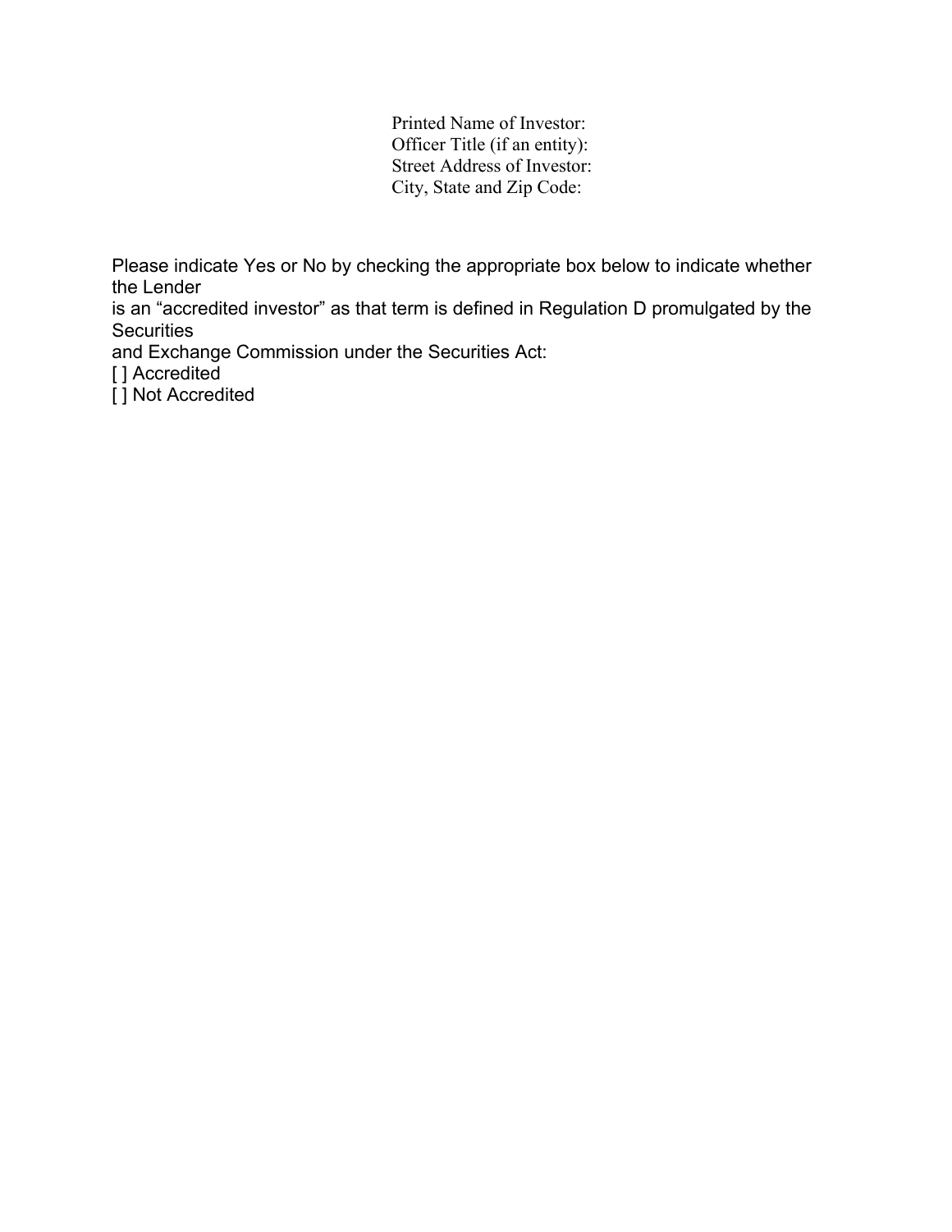Printed Name of Investor:
Officer Title (if an entity):
Street Address of Investor:
City, State and Zip Code:

Please indicate Yes or No by checking the appropriate box below to indicate whether the Lender is an "accredited investor" as that term is defined in Regulation D promulgated by the Securities and Exchange Commission under the Securities Act:

[ ] Accredited

[ ] Not Accredited